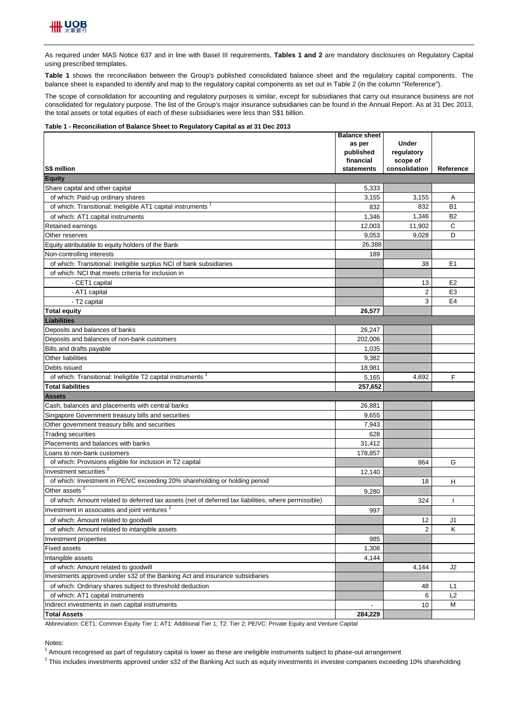As required under MAS Notice 637 and in line with Basel III requirements, **Tables 1 and 2** are mandatory disclosures on Regulatory Capital using prescribed templates.

**Table 1** shows the reconciliation between the Group's published consolidated balance sheet and the regulatory capital components. The balance sheet is expanded to identify and map to the regulatory capital components as set out in Table 2 (in the column "Reference").

The scope of consolidation for accounting and regulatory purposes is similar, except for subsidiaries that carry out insurance business are not consolidated for regulatory purpose. The list of the Group's major insurance subsidiaries can be found in the Annual Report. As at 31 Dec 2013, the total assets or total equities of each of these subsidiaries were less than S$1 billion.

**Table 1 - Reconciliation of Balance Sheet to Regulatory Capital as at 31 Dec 2013**

| S$ million | Balance sheet as per published financial statements | Under regulatory scope of consolidation | Reference |
|---|---|---|---|
| **Equity** | | | |
| Share capital and other capital | 5,333 | | |
| of which: Paid-up ordinary shares | 3,155 | 3,155 | A |
| of which: Transitional: Ineligible AT1 capital instruments [1] | 832 | 832 | B1 |
| of which: AT1 capital instruments | 1,346 | 1,346 | B2 |
| Retained earnings | 12,003 | 11,902 | C |
| Other reserves | 9,053 | 9,028 | D |
| Equity attributable to equity holders of the Bank | 26,388 | | |
| Non-controlling interests | 189 | | |
| of which: Transitional: Ineligible surplus NCI of bank subsidiaries | | 38 | E1 |
| of which: NCI that meets criteria for inclusion in | | | |
| - CET1 capital | | 13 | E2 |
| - AT1 capital | | 2 | E3 |
| - T2 capital | | 3 | E4 |
| **Total equity** | **26,577** | | |
| **Liabilities** | | | |
| Deposits and balances of banks | 26,247 | | |
| Deposits and balances of non-bank customers | 202,006 | | |
| Bills and drafts payable | 1,035 | | |
| Other liabilities | 9,382 | | |
| Debts issued | 18,981 | | |
| of which: Transitional: Ineligible T2 capital instruments [1] | 5,165 | 4,692 | F |
| **Total liabilities** | **257,652** | | |
| **Assets** | | | |
| Cash, balances and placements with central banks | 26,881 | | |
| Singapore Government treasury bills and securities | 9,655 | | |
| Other government treasury bills and securities | 7,943 | | |
| Trading securities | 628 | | |
| Placements and balances with banks | 31,412 | | |
| Loans to non-bank customers | 178,857 | | |
| of which: Provisions eligible for inclusion in T2 capital | | 864 | G |
| Investment securities [2] | 12,140 | | |
| of which: Investment in PE/VC exceeding 20% shareholding or holding period | | 18 | H |
| Other assets [2] | 9,280 | | |
| of which: Amount related to deferred tax assets (net of deferred tax liabilities, where permissible) | | 324 | I |
| Investment in associates and joint ventures [2] | 997 | | |
| of which: Amount related to goodwill | | 12 | J1 |
| of which: Amount related to intangible assets | | 2 | K |
| Investment properties | 985 | | |
| Fixed assets | 1,308 | | |
| Intangible assets | 4,144 | | |
| of which: Amount related to goodwill | | 4,144 | J2 |
| Investments approved under s32 of the Banking Act and insurance subsidiaries | | | |
| of which: Ordinary shares subject to threshold deduction | | 48 | L1 |
| of which: AT1 capital instruments | | 6 | L2 |
| Indirect investments in own capital instruments | - | 10 | M |
| **Total Assets** | **284,229** | | |

Abbreviation: CET1: Common Equity Tier 1; AT1: Additional Tier 1; T2: Tier 2; PE/VC: Private Equity and Venture Capital

Notes:

[1] Amount recognised as part of regulatory capital is lower as these are ineligible instruments subject to phase-out arrangement

[2] This includes investments approved under s32 of the Banking Act such as equity investments in investee companies exceeding 10% shareholding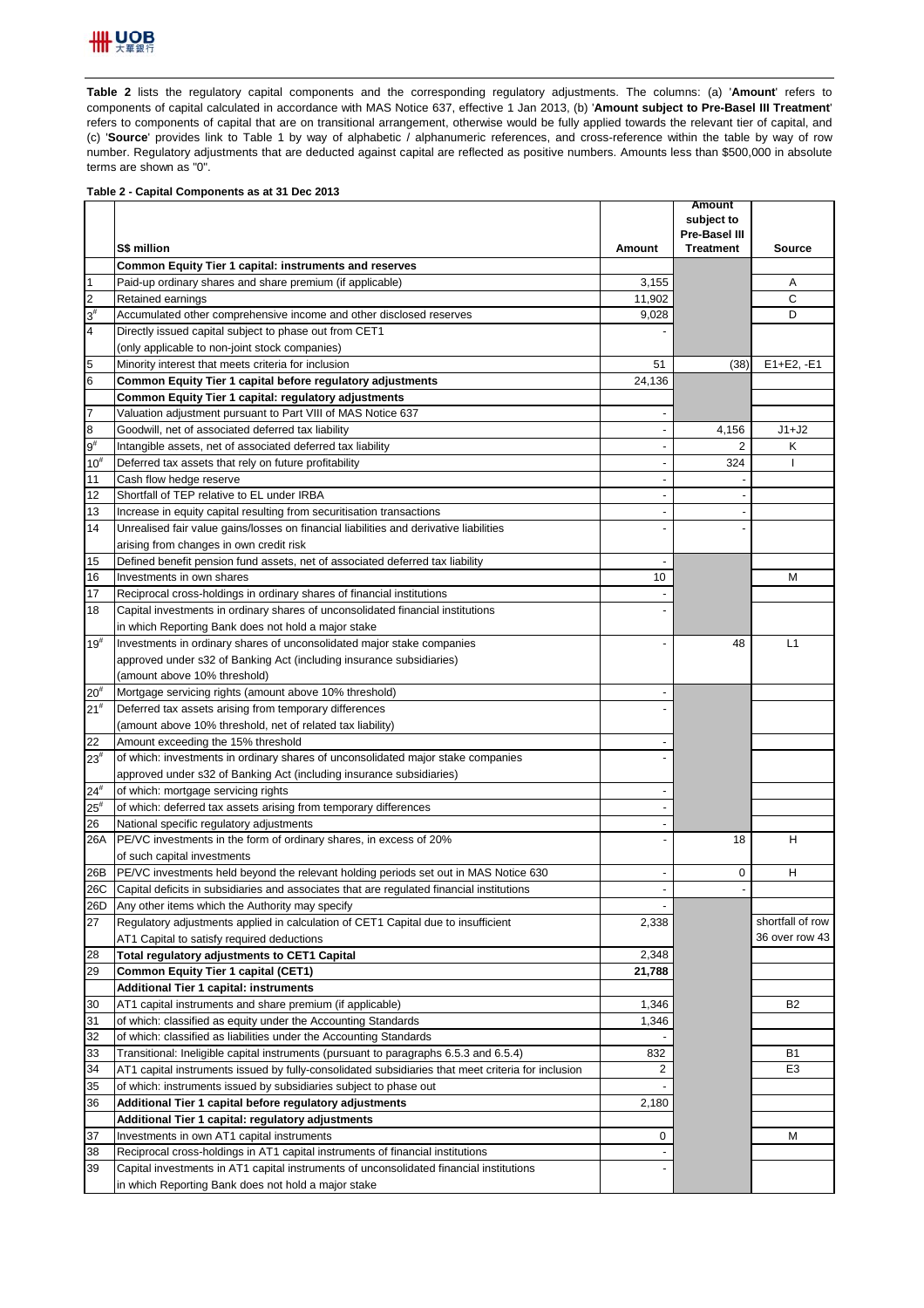**Table 2** lists the regulatory capital components and the corresponding regulatory adjustments. The columns: (a) '**Amount**' refers to components of capital calculated in accordance with MAS Notice 637, effective 1 Jan 2013, (b) '**Amount subject to Pre-Basel III Treatment**' refers to components of capital that are on transitional arrangement, otherwise would be fully applied towards the relevant tier of capital, and (c) '**Source**' provides link to Table 1 by way of alphabetic / alphanumeric references, and cross-reference within the table by way of row number. Regulatory adjustments that are deducted against capital are reflected as positive numbers. Amounts less than $500,000 in absolute terms are shown as "0".

**Table 2 - Capital Components as at 31 Dec 2013**

| | S$ million | Amount | Amount subject to Pre-Basel III Treatment | Source |
|---|---|---|---|---|
| | **Common Equity Tier 1 capital: instruments and reserves** | | | |
| 1 | Paid-up ordinary shares and share premium (if applicable) | 3,155 | | A |
| 2 | Retained earnings | 11,902 | | C |
| 3# | Accumulated other comprehensive income and other disclosed reserves | 9,028 | | D |
| 4 | Directly issued capital subject to phase out from CET1 (only applicable to non-joint stock companies) | - | | |
| 5 | Minority interest that meets criteria for inclusion | 51 | (38) | E1+E2, -E1 |
| 6 | **Common Equity Tier 1 capital before regulatory adjustments** | 24,136 | | |
| | **Common Equity Tier 1 capital: regulatory adjustments** | | | |
| 7 | Valuation adjustment pursuant to Part VIII of MAS Notice 637 | - | | |
| 8 | Goodwill, net of associated deferred tax liability | - | 4,156 | J1+J2 |
| 9# | Intangible assets, net of associated deferred tax liability | - | 2 | K |
| 10# | Deferred tax assets that rely on future profitability | - | 324 | I |
| 11 | Cash flow hedge reserve | - | - | |
| 12 | Shortfall of TEP relative to EL under IRBA | - | - | |
| 13 | Increase in equity capital resulting from securitisation transactions | - | - | |
| 14 | Unrealised fair value gains/losses on financial liabilities and derivative liabilities arising from changes in own credit risk | - | - | |
| 15 | Defined benefit pension fund assets, net of associated deferred tax liability | - | | |
| 16 | Investments in own shares | 10 | | M |
| 17 | Reciprocal cross-holdings in ordinary shares of financial institutions | - | | |
| 18 | Capital investments in ordinary shares of unconsolidated financial institutions in which Reporting Bank does not hold a major stake | - | | |
| 19# | Investments in ordinary shares of unconsolidated major stake companies approved under s32 of Banking Act (including insurance subsidiaries) (amount above 10% threshold) | - | 48 | L1 |
| 20# | Mortgage servicing rights (amount above 10% threshold) | - | | |
| 21# | Deferred tax assets arising from temporary differences (amount above 10% threshold, net of related tax liability) | - | | |
| 22 | Amount exceeding the 15% threshold | - | | |
| 23# | of which: investments in ordinary shares of unconsolidated major stake companies approved under s32 of Banking Act (including insurance subsidiaries) | - | | |
| 24# | of which: mortgage servicing rights | - | | |
| 25# | of which: deferred tax assets arising from temporary differences | - | | |
| 26 | National specific regulatory adjustments | - | | |
| 26A | PE/VC investments in the form of ordinary shares, in excess of 20% of such capital investments | - | 18 | H |
| 26B | PE/VC investments held beyond the relevant holding periods set out in MAS Notice 630 | - | 0 | H |
| 26C | Capital deficits in subsidiaries and associates that are regulated financial institutions | - | - | |
| 26D | Any other items which the Authority may specify | - | | |
| 27 | Regulatory adjustments applied in calculation of CET1 Capital due to insufficient AT1 Capital to satisfy required deductions | 2,338 | | shortfall of row 36 over row 43 |
| 28 | **Total regulatory adjustments to CET1 Capital** | 2,348 | | |
| 29 | **Common Equity Tier 1 capital (CET1)** | **21,788** | | |
| | **Additional Tier 1 capital: instruments** | | | |
| 30 | AT1 capital instruments and share premium (if applicable) | 1,346 | | B2 |
| 31 | of which: classified as equity under the Accounting Standards | 1,346 | | |
| 32 | of which: classified as liabilities under the Accounting Standards | - | | |
| 33 | Transitional: Ineligible capital instruments (pursuant to paragraphs 6.5.3 and 6.5.4) | 832 | | B1 |
| 34 | AT1 capital instruments issued by fully-consolidated subsidiaries that meet criteria for inclusion | 2 | | E3 |
| 35 | of which: instruments issued by subsidiaries subject to phase out | - | | |
| 36 | **Additional Tier 1 capital before regulatory adjustments** | 2,180 | | |
| | **Additional Tier 1 capital: regulatory adjustments** | | | |
| 37 | Investments in own AT1 capital instruments | 0 | | M |
| 38 | Reciprocal cross-holdings in AT1 capital instruments of financial institutions | - | | |
| 39 | Capital investments in AT1 capital instruments of unconsolidated financial institutions in which Reporting Bank does not hold a major stake | - | | |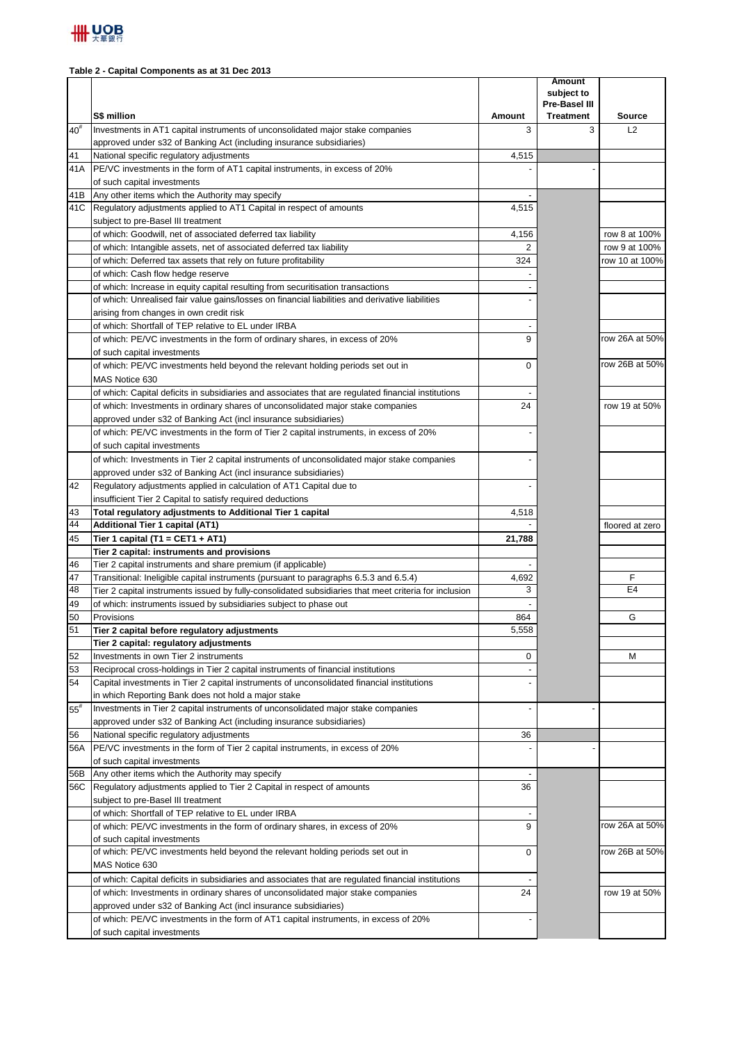**Table 2 - Capital Components as at 31 Dec 2013**

| | S$ million | Amount | Amount subject to Pre-Basel III Treatment | Source |
|---|---|---|---|---|
| 40[#] | Investments in AT1 capital instruments of unconsolidated major stake companies approved under s32 of Banking Act (including insurance subsidiaries) | 3 | 3 | L2 |
| 41 | National specific regulatory adjustments | 4,515 | | |
| 41A | PE/VC investments in the form of AT1 capital instruments, in excess of 20% of such capital investments | - | - | |
| 41B | Any other items which the Authority may specify | - | | |
| 41C | Regulatory adjustments applied to AT1 Capital in respect of amounts subject to pre-Basel III treatment | 4,515 | | |
| | of which: Goodwill, net of associated deferred tax liability | 4,156 | | row 8 at 100% |
| | of which: Intangible assets, net of associated deferred tax liability | 2 | | row 9 at 100% |
| | of which: Deferred tax assets that rely on future profitability | 324 | | row 10 at 100% |
| | of which: Cash flow hedge reserve | - | | |
| | of which: Increase in equity capital resulting from securitisation transactions | - | | |
| | of which: Unrealised fair value gains/losses on financial liabilities and derivative liabilities arising from changes in own credit risk | - | | |
| | of which: Shortfall of TEP relative to EL under IRBA | - | | |
| | of which: PE/VC investments in the form of ordinary shares, in excess of 20% of such capital investments | 9 | | row 26A at 50% |
| | of which: PE/VC investments held beyond the relevant holding periods set out in MAS Notice 630 | 0 | | row 26B at 50% |
| | of which: Capital deficits in subsidiaries and associates that are regulated financial institutions | - | | |
| | of which: Investments in ordinary shares of unconsolidated major stake companies approved under s32 of Banking Act (incl insurance subsidiaries) | 24 | | row 19 at 50% |
| | of which: PE/VC investments in the form of Tier 2 capital instruments, in excess of 20% of such capital investments | - | | |
| | of which: Investments in Tier 2 capital instruments of unconsolidated major stake companies approved under s32 of Banking Act (incl insurance subsidiaries) | - | | |
| 42 | Regulatory adjustments applied in calculation of AT1 Capital due to insufficient Tier 2 Capital to satisfy required deductions | - | | |
| 43 | **Total regulatory adjustments to Additional Tier 1 capital** | 4,518 | | |
| 44 | **Additional Tier 1 capital (AT1)** | - | | floored at zero |
| 45 | **Tier 1 capital (T1 = CET1 + AT1)** | **21,788** | | |
| | **Tier 2 capital: instruments and provisions** | | | |
| 46 | Tier 2 capital instruments and share premium (if applicable) | - | | |
| 47 | Transitional: Ineligible capital instruments (pursuant to paragraphs 6.5.3 and 6.5.4) | 4,692 | | F |
| 48 | Tier 2 capital instruments issued by fully-consolidated subsidiaries that meet criteria for inclusion | 3 | | E4 |
| 49 | of which: instruments issued by subsidiaries subject to phase out | - | | |
| 50 | Provisions | 864 | | G |
| 51 | **Tier 2 capital before regulatory adjustments** | 5,558 | | |
| | **Tier 2 capital: regulatory adjustments** | | | |
| 52 | Investments in own Tier 2 instruments | 0 | | M |
| 53 | Reciprocal cross-holdings in Tier 2 capital instruments of financial institutions | - | | |
| 54 | Capital investments in Tier 2 capital instruments of unconsolidated financial institutions in which Reporting Bank does not hold a major stake | - | | |
| 55[#] | Investments in Tier 2 capital instruments of unconsolidated major stake companies approved under s32 of Banking Act (including insurance subsidiaries) | - | - | |
| 56 | National specific regulatory adjustments | 36 | | |
| 56A | PE/VC investments in the form of Tier 2 capital instruments, in excess of 20% of such capital investments | - | - | |
| 56B | Any other items which the Authority may specify | - | | |
| 56C | Regulatory adjustments applied to Tier 2 Capital in respect of amounts subject to pre-Basel III treatment | 36 | | |
| | of which: Shortfall of TEP relative to EL under IRBA | - | | |
| | of which: PE/VC investments in the form of ordinary shares, in excess of 20% of such capital investments | 9 | | row 26A at 50% |
| | of which: PE/VC investments held beyond the relevant holding periods set out in MAS Notice 630 | 0 | | row 26B at 50% |
| | of which: Capital deficits in subsidiaries and associates that are regulated financial institutions | - | | |
| | of which: Investments in ordinary shares of unconsolidated major stake companies approved under s32 of Banking Act (incl insurance subsidiaries) | 24 | | row 19 at 50% |
| | of which: PE/VC investments in the form of AT1 capital instruments, in excess of 20% of such capital investments | - | | |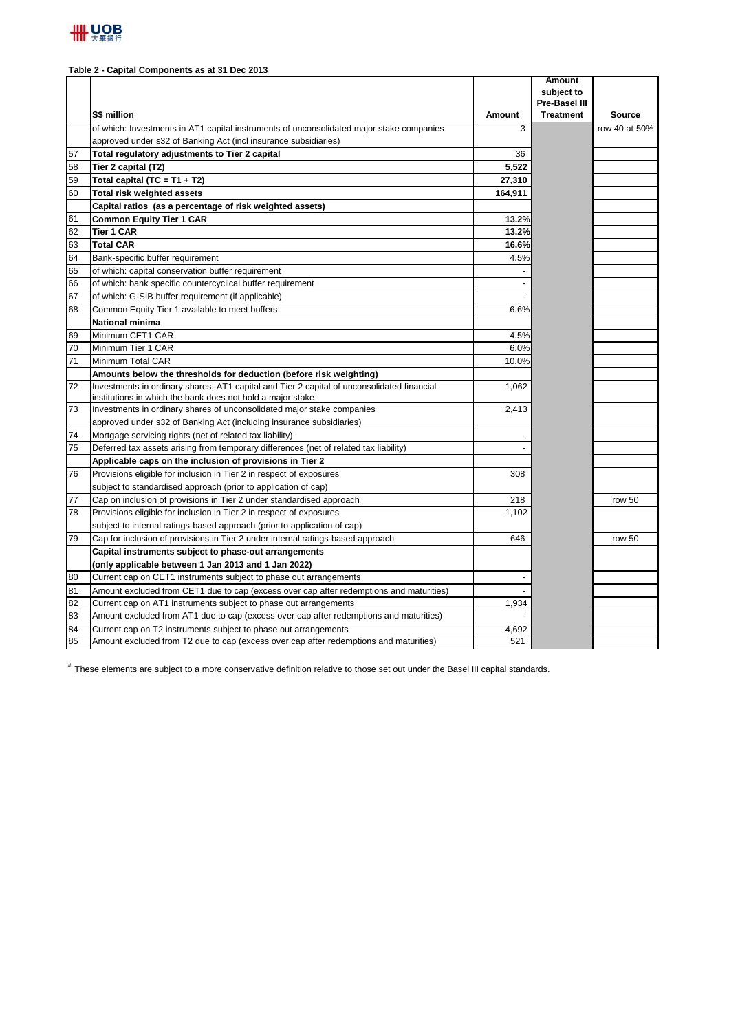**Table 2 - Capital Components as at 31 Dec 2013**

| | S$ million | Amount | Amount subject to Pre-Basel III Treatment | Source |
|---|---|---|---|---|
| | of which: Investments in AT1 capital instruments of unconsolidated major stake companies approved under s32 of Banking Act (incl insurance subsidiaries) | 3 | | row 40 at 50% |
| 57 | **Total regulatory adjustments to Tier 2 capital** | 36 | | |
| 58 | **Tier 2 capital (T2)** | **5,522** | | |
| 59 | **Total capital (TC = T1 + T2)** | **27,310** | | |
| 60 | **Total risk weighted assets** | **164,911** | | |
| | **Capital ratios (as a percentage of risk weighted assets)** | | | |
| 61 | **Common Equity Tier 1 CAR** | **13.2%** | | |
| 62 | **Tier 1 CAR** | **13.2%** | | |
| 63 | **Total CAR** | **16.6%** | | |
| 64 | Bank-specific buffer requirement | 4.5% | | |
| 65 | of which: capital conservation buffer requirement | - | | |
| 66 | of which: bank specific countercyclical buffer requirement | - | | |
| 67 | of which: G-SIB buffer requirement (if applicable) | - | | |
| 68 | Common Equity Tier 1 available to meet buffers | 6.6% | | |
| | **National minima** | | | |
| 69 | Minimum CET1 CAR | 4.5% | | |
| 70 | Minimum Tier 1 CAR | 6.0% | | |
| 71 | Minimum Total CAR | 10.0% | | |
| | **Amounts below the thresholds for deduction (before risk weighting)** | | | |
| 72 | Investments in ordinary shares, AT1 capital and Tier 2 capital of unconsolidated financial institutions in which the bank does not hold a major stake | 1,062 | | |
| 73 | Investments in ordinary shares of unconsolidated major stake companies approved under s32 of Banking Act (including insurance subsidiaries) | 2,413 | | |
| 74 | Mortgage servicing rights (net of related tax liability) | - | | |
| 75 | Deferred tax assets arising from temporary differences (net of related tax liability) | - | | |
| | **Applicable caps on the inclusion of provisions in Tier 2** | | | |
| 76 | Provisions eligible for inclusion in Tier 2 in respect of exposures subject to standardised approach (prior to application of cap) | 308 | | |
| 77 | Cap on inclusion of provisions in Tier 2 under standardised approach | 218 | | row 50 |
| 78 | Provisions eligible for inclusion in Tier 2 in respect of exposures subject to internal ratings-based approach (prior to application of cap) | 1,102 | | |
| 79 | Cap for inclusion of provisions in Tier 2 under internal ratings-based approach | 646 | | row 50 |
| | **Capital instruments subject to phase-out arrangements (only applicable between 1 Jan 2013 and 1 Jan 2022)** | | | |
| 80 | Current cap on CET1 instruments subject to phase out arrangements | - | | |
| 81 | Amount excluded from CET1 due to cap (excess over cap after redemptions and maturities) | - | | |
| 82 | Current cap on AT1 instruments subject to phase out arrangements | 1,934 | | |
| 83 | Amount excluded from AT1 due to cap (excess over cap after redemptions and maturities) | - | | |
| 84 | Current cap on T2 instruments subject to phase out arrangements | 4,692 | | |
| 85 | Amount excluded from T2 due to cap (excess over cap after redemptions and maturities) | 521 | | |

[#] These elements are subject to a more conservative definition relative to those set out under the Basel III capital standards.